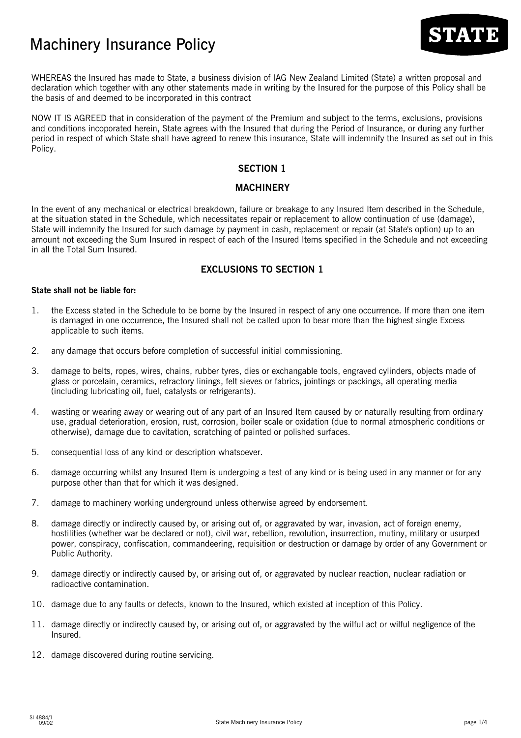# Machinery Insurance Policy

STATE

WHEREAS the Insured has made to State, a business division of IAG New Zealand Limited (State) a written proposal and declaration which together with any other statements made in writing by the Insured for the purpose of this Policy shall be the basis of and deemed to be incorporated in this contract

NOW IT IS AGREED that in consideration of the payment of the Premium and subject to the terms, exclusions, provisions and conditions incoporated herein, State agrees with the Insured that during the Period of Insurance, or during any further period in respect of which State shall have agreed to renew this insurance, State will indemnify the Insured as set out in this Policy.

## SECTION 1

## MACHINERY

In the event of any mechanical or electrical breakdown, failure or breakage to any Insured Item described in the Schedule, at the situation stated in the Schedule, which necessitates repair or replacement to allow continuation of use (damage), State will indemnify the Insured for such damage by payment in cash, replacement or repair (at State's option) up to an amount not exceeding the Sum Insured in respect of each of the Insured Items specified in the Schedule and not exceeding in all the Total Sum Insured.

## EXCLUSIONS TO SECTION 1

**State shall not be liable for:**

1. the Excess stated in the Schedule to be borne by the Insured in respect of any one occurrence. If more than one item is damaged in one occurrence, the Insured shall not be called upon to bear more than the highest single Excess applicable to such items.
2. any damage that occurs before completion of successful initial commissioning.
3. damage to belts, ropes, wires, chains, rubber tyres, dies or exchangable tools, engraved cylinders, objects made of glass or porcelain, ceramics, refractory linings, felt sieves or fabrics, jointings or packings, all operating media (including lubricating oil, fuel, catalysts or refrigerants).
4. wasting or wearing away or wearing out of any part of an Insured Item caused by or naturally resulting from ordinary use, gradual deterioration, erosion, rust, corrosion, boiler scale or oxidation (due to normal atmospheric conditions or otherwise), damage due to cavitation, scratching of painted or polished surfaces.
5. consequential loss of any kind or description whatsoever.
6. damage occurring whilst any Insured Item is undergoing a test of any kind or is being used in any manner or for any purpose other than that for which it was designed.
7. damage to machinery working underground unless otherwise agreed by endorsement.
8. damage directly or indirectly caused by, or arising out of, or aggravated by war, invasion, act of foreign enemy, hostilities (whether war be declared or not), civil war, rebellion, revolution, insurrection, mutiny, military or usurped power, conspiracy, confiscation, commandeering, requisition or destruction or damage by order of any Government or Public Authority.
9. damage directly or indirectly caused by, or arising out of, or aggravated by nuclear reaction, nuclear radiation or radioactive contamination.
10. damage due to any faults or defects, known to the Insured, which existed at inception of this Policy.
11. damage directly or indirectly caused by, or arising out of, or aggravated by the wilful act or wilful negligence of the Insured.
12. damage discovered during routine servicing.

SI 4884/1
09/02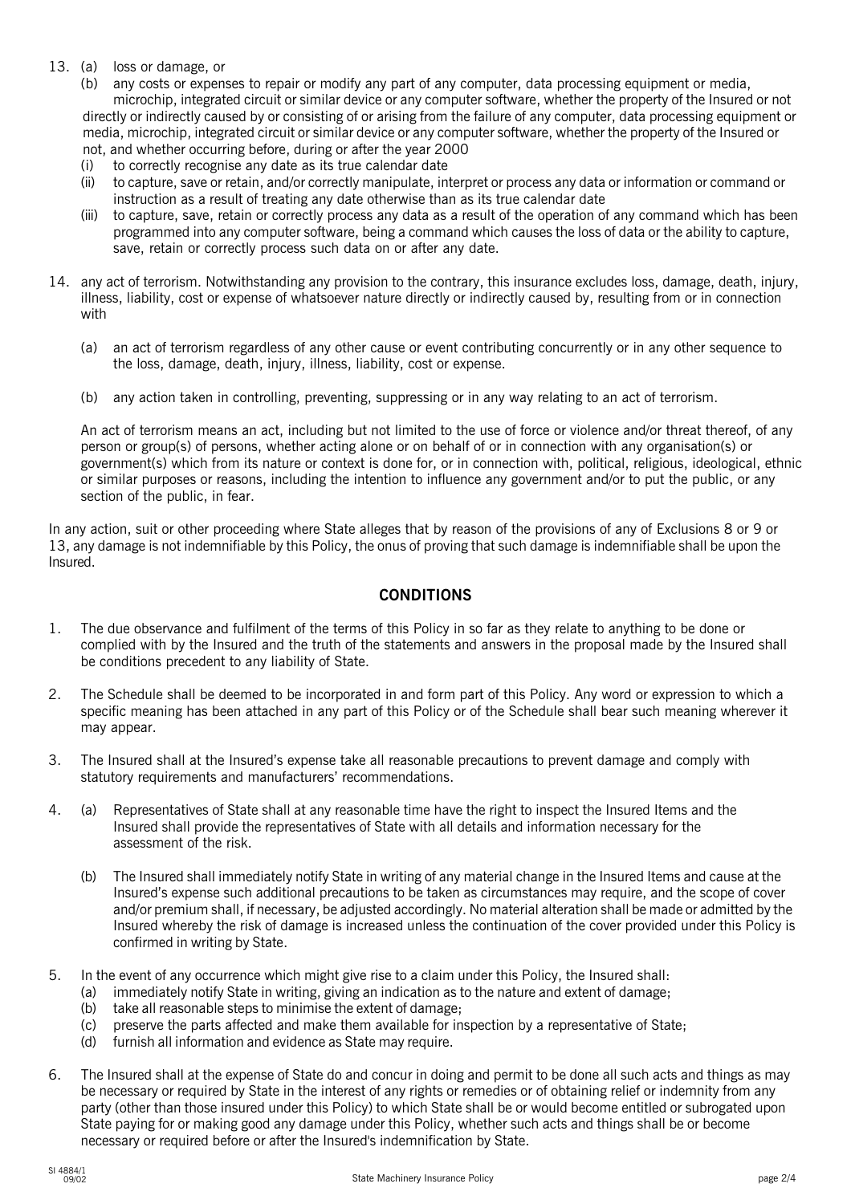13. (a) loss or damage, or
    (b) any costs or expenses to repair or modify any part of any computer, data processing equipment or media, microchip, integrated circuit or similar device or any computer software, whether the property of the Insured or not

    directly or indirectly caused by or consisting of or arising from the failure of any computer, data processing equipment or media, microchip, integrated circuit or similar device or any computer software, whether the property of the Insured or not, and whether occurring before, during or after the year 2000

    (i) to correctly recognise any date as its true calendar date
    (ii) to capture, save or retain, and/or correctly manipulate, interpret or process any data or information or command or instruction as a result of treating any date otherwise than as its true calendar date
    (iii) to capture, save, retain or correctly process any data as a result of the operation of any command which has been programmed into any computer software, being a command which causes the loss of data or the ability to capture, save, retain or correctly process such data on or after any date.

14. any act of terrorism. Notwithstanding any provision to the contrary, this insurance excludes loss, damage, death, injury, illness, liability, cost or expense of whatsoever nature directly or indirectly caused by, resulting from or in connection with

    (a) an act of terrorism regardless of any other cause or event contributing concurrently or in any other sequence to the loss, damage, death, injury, illness, liability, cost or expense.

    (b) any action taken in controlling, preventing, suppressing or in any way relating to an act of terrorism.

    An act of terrorism means an act, including but not limited to the use of force or violence and/or threat thereof, of any person or group(s) of persons, whether acting alone or on behalf of or in connection with any organisation(s) or government(s) which from its nature or context is done for, or in connection with, political, religious, ideological, ethnic or similar purposes or reasons, including the intention to influence any government and/or to put the public, or any section of the public, in fear.

In any action, suit or other proceeding where State alleges that by reason of the provisions of any of Exclusions 8 or 9 or 13, any damage is not indemnifiable by this Policy, the onus of proving that such damage is indemnifiable shall be upon the Insured.

## CONDITIONS

1. The due observance and fulfilment of the terms of this Policy in so far as they relate to anything to be done or complied with by the Insured and the truth of the statements and answers in the proposal made by the Insured shall be conditions precedent to any liability of State.

2. The Schedule shall be deemed to be incorporated in and form part of this Policy. Any word or expression to which a specific meaning has been attached in any part of this Policy or of the Schedule shall bear such meaning wherever it may appear.

3. The Insured shall at the Insured's expense take all reasonable precautions to prevent damage and comply with statutory requirements and manufacturers' recommendations.

4. (a) Representatives of State shall at any reasonable time have the right to inspect the Insured Items and the Insured shall provide the representatives of State with all details and information necessary for the assessment of the risk.

   (b) The Insured shall immediately notify State in writing of any material change in the Insured Items and cause at the Insured's expense such additional precautions to be taken as circumstances may require, and the scope of cover and/or premium shall, if necessary, be adjusted accordingly. No material alteration shall be made or admitted by the Insured whereby the risk of damage is increased unless the continuation of the cover provided under this Policy is confirmed in writing by State.

5. In the event of any occurrence which might give rise to a claim under this Policy, the Insured shall:
   (a) immediately notify State in writing, giving an indication as to the nature and extent of damage;
   (b) take all reasonable steps to minimise the extent of damage;
   (c) preserve the parts affected and make them available for inspection by a representative of State;
   (d) furnish all information and evidence as State may require.

6. The Insured shall at the expense of State do and concur in doing and permit to be done all such acts and things as may be necessary or required by State in the interest of any rights or remedies or of obtaining relief or indemnity from any party (other than those insured under this Policy) to which State shall be or would become entitled or subrogated upon State paying for or making good any damage under this Policy, whether such acts and things shall be or become necessary or required before or after the Insured's indemnification by State.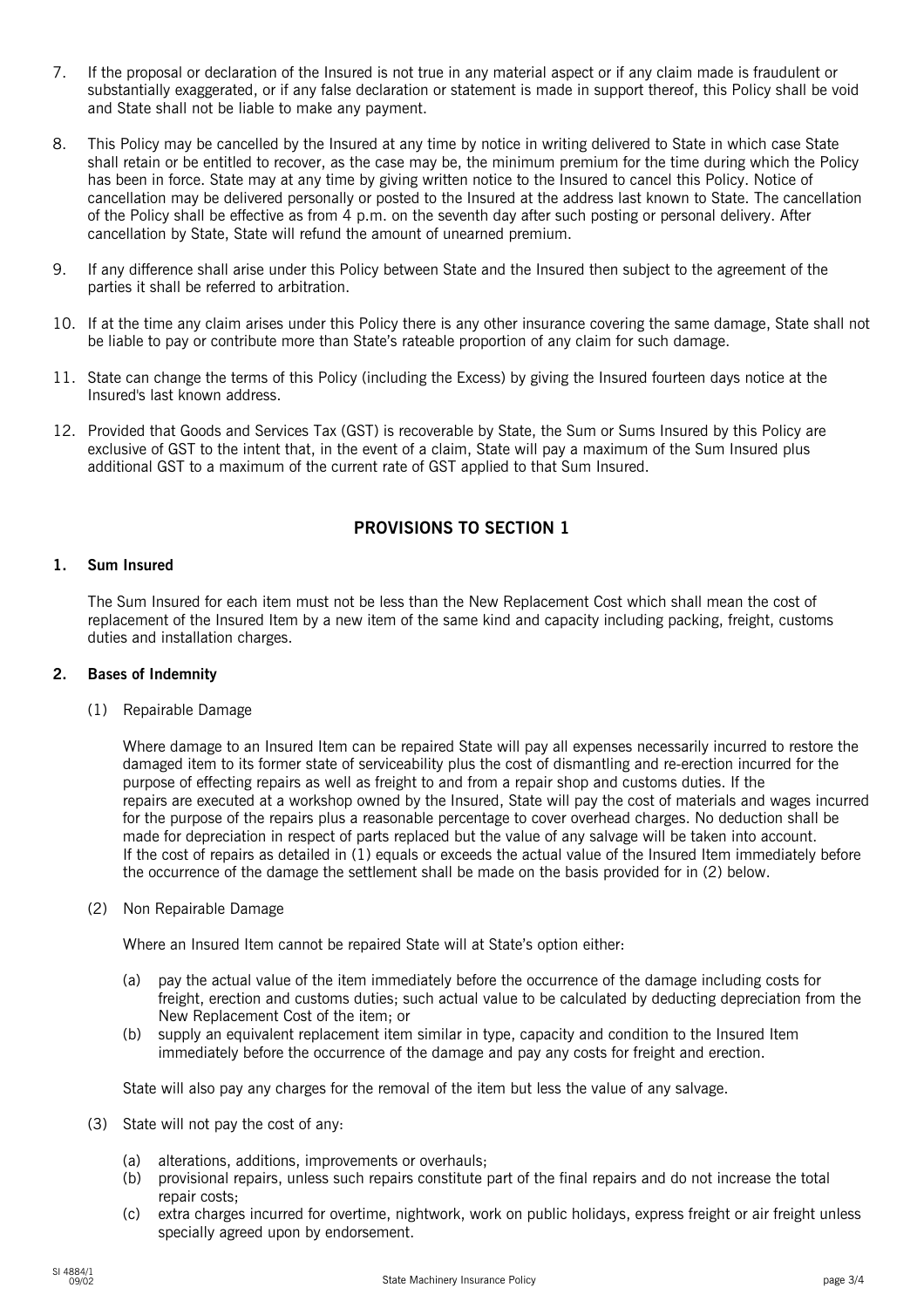7. If the proposal or declaration of the Insured is not true in any material aspect or if any claim made is fraudulent or substantially exaggerated, or if any false declaration or statement is made in support thereof, this Policy shall be void and State shall not be liable to make any payment.

8. This Policy may be cancelled by the Insured at any time by notice in writing delivered to State in which case State shall retain or be entitled to recover, as the case may be, the minimum premium for the time during which the Policy has been in force. State may at any time by giving written notice to the Insured to cancel this Policy. Notice of cancellation may be delivered personally or posted to the Insured at the address last known to State. The cancellation of the Policy shall be effective as from 4 p.m. on the seventh day after such posting or personal delivery. After cancellation by State, State will refund the amount of unearned premium.

9. If any difference shall arise under this Policy between State and the Insured then subject to the agreement of the parties it shall be referred to arbitration.

10. If at the time any claim arises under this Policy there is any other insurance covering the same damage, State shall not be liable to pay or contribute more than State's rateable proportion of any claim for such damage.

11. State can change the terms of this Policy (including the Excess) by giving the Insured fourteen days notice at the Insured's last known address.

12. Provided that Goods and Services Tax (GST) is recoverable by State, the Sum or Sums Insured by this Policy are exclusive of GST to the intent that, in the event of a claim, State will pay a maximum of the Sum Insured plus additional GST to a maximum of the current rate of GST applied to that Sum Insured.

## PROVISIONS TO SECTION 1

**1. Sum Insured**

The Sum Insured for each item must not be less than the New Replacement Cost which shall mean the cost of replacement of the Insured Item by a new item of the same kind and capacity including packing, freight, customs duties and installation charges.

**2. Bases of Indemnity**

(1) Repairable Damage

Where damage to an Insured Item can be repaired State will pay all expenses necessarily incurred to restore the damaged item to its former state of serviceability plus the cost of dismantling and re-erection incurred for the purpose of effecting repairs as well as freight to and from a repair shop and customs duties. If the repairs are executed at a workshop owned by the Insured, State will pay the cost of materials and wages incurred for the purpose of the repairs plus a reasonable percentage to cover overhead charges. No deduction shall be made for depreciation in respect of parts replaced but the value of any salvage will be taken into account. If the cost of repairs as detailed in (1) equals or exceeds the actual value of the Insured Item immediately before the occurrence of the damage the settlement shall be made on the basis provided for in (2) below.

(2) Non Repairable Damage

Where an Insured Item cannot be repaired State will at State's option either:

(a) pay the actual value of the item immediately before the occurrence of the damage including costs for freight, erection and customs duties; such actual value to be calculated by deducting depreciation from the New Replacement Cost of the item; or
(b) supply an equivalent replacement item similar in type, capacity and condition to the Insured Item immediately before the occurrence of the damage and pay any costs for freight and erection.

State will also pay any charges for the removal of the item but less the value of any salvage.

(3) State will not pay the cost of any:

(a) alterations, additions, improvements or overhauls;
(b) provisional repairs, unless such repairs constitute part of the final repairs and do not increase the total repair costs;
(c) extra charges incurred for overtime, nightwork, work on public holidays, express freight or air freight unless specially agreed upon by endorsement.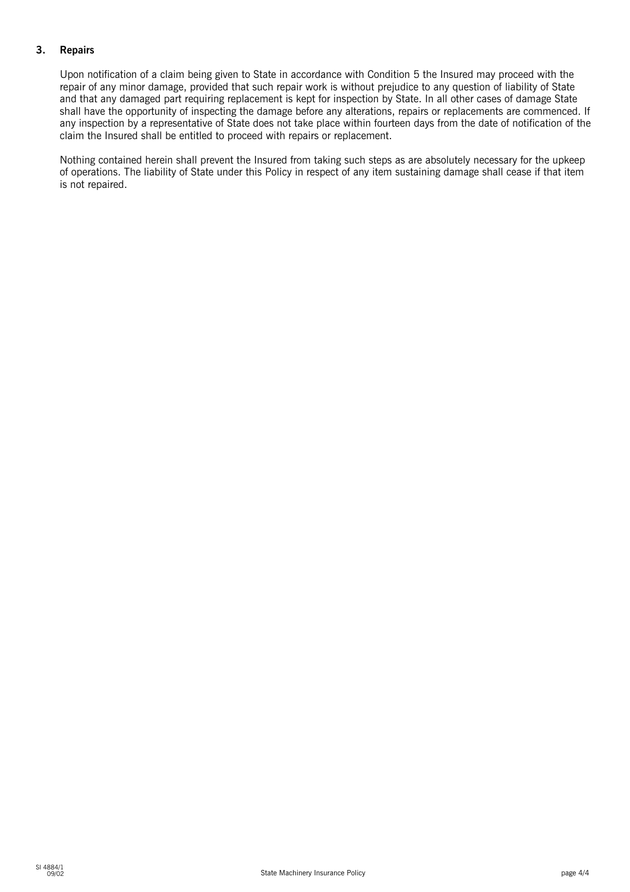### 3. Repairs

Upon notification of a claim being given to State in accordance with Condition 5 the Insured may proceed with the repair of any minor damage, provided that such repair work is without prejudice to any question of liability of State and that any damaged part requiring replacement is kept for inspection by State. In all other cases of damage State shall have the opportunity of inspecting the damage before any alterations, repairs or replacements are commenced. If any inspection by a representative of State does not take place within fourteen days from the date of notification of the claim the Insured shall be entitled to proceed with repairs or replacement.

Nothing contained herein shall prevent the Insured from taking such steps as are absolutely necessary for the upkeep of operations. The liability of State under this Policy in respect of any item sustaining damage shall cease if that item is not repaired.